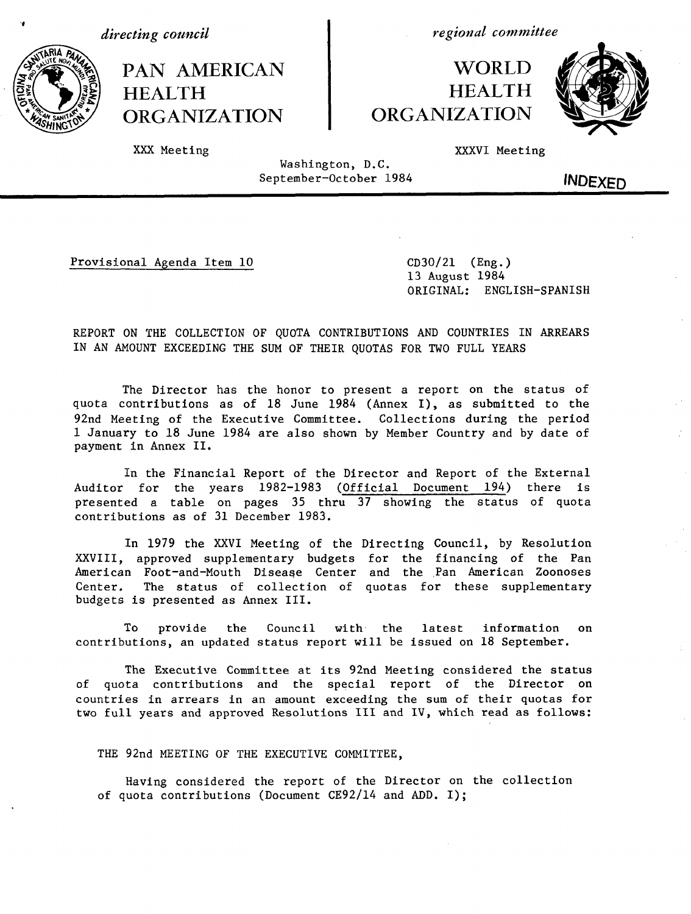*directing council*

# PAN AMERICAN HEALTH ORGANIZATION

XXX Meeting

*regional committee*

# WORLD HEALTH ORGANIZATION

XXXVI Meeting

Washington, D.C.
September-October 1984

**INDEXED**

Provisional Agenda Item 10

CD30/21 (Eng.)
13 August 1984
ORIGINAL: ENGLISH-SPANISH

REPORT ON THE COLLECTION OF QUOTA CONTRIBUTIONS AND COUNTRIES IN ARREARS IN AN AMOUNT EXCEEDING THE SUM OF THEIR QUOTAS FOR TWO FULL YEARS

The Director has the honor to present a report on the status of quota contributions as of 18 June 1984 (Annex I), as submitted to the 92nd Meeting of the Executive Committee. Collections during the period 1 January to 18 June 1984 are also shown by Member Country and by date of payment in Annex II.

In the Financial Report of the Director and Report of the External Auditor for the years 1982-1983 (Official Document 194) there is presented a table on pages 35 thru 37 showing the status of quota contributions as of 31 December 1983.

In 1979 the XXVI Meeting of the Directing Council, by Resolution XXVIII, approved supplementary budgets for the financing of the Pan American Foot-and-Mouth Disease Center and the Pan American Zoonoses Center. The status of collection of quotas for these supplementary budgets is presented as Annex III.

To provide the Council with the latest information on contributions, an updated status report will be issued on 18 September.

The Executive Committee at its 92nd Meeting considered the status of quota contributions and the special report of the Director on countries in arrears in an amount exceeding the sum of their quotas for two full years and approved Resolutions III and IV, which read as follows:

THE 92nd MEETING OF THE EXECUTIVE COMMITTEE,

Having considered the report of the Director on the collection of quota contributions (Document CE92/14 and ADD. I);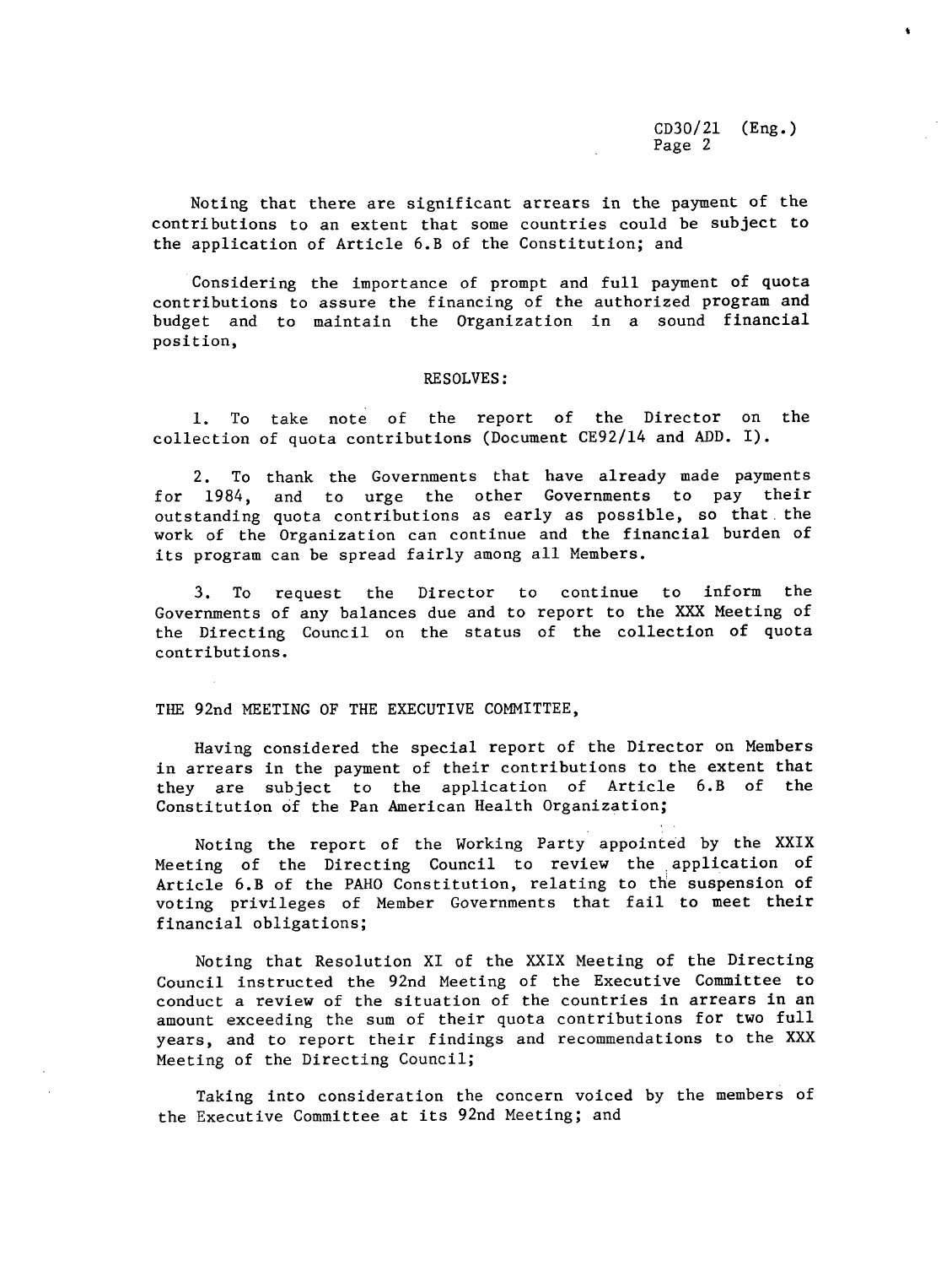Noting that there are significant arrears in the payment of the contributions to an extent that some countries could be subject to the application of Article 6.B of the Constitution; and

Considering the importance of prompt and full payment of quota contributions to assure the financing of the authorized program and budget and to maintain the Organization in a sound financial position,

RESOLVES:

1. To take note of the report of the Director on the collection of quota contributions (Document CE92/14 and ADD. I).

2. To thank the Governments that have already made payments for 1984, and to urge the other Governments to pay their outstanding quota contributions as early as possible, so that the work of the Organization can continue and the financial burden of its program can be spread fairly among all Members.

3. To request the Director to continue to inform the Governments of any balances due and to report to the XXX Meeting of the Directing Council on the status of the collection of quota contributions.

THE 92nd MEETING OF THE EXECUTIVE COMMITTEE,

Having considered the special report of the Director on Members in arrears in the payment of their contributions to the extent that they are subject to the application of Article 6.B of the Constitution of the Pan American Health Organization;

Noting the report of the Working Party appointed by the XXIX Meeting of the Directing Council to review the application of Article 6.B of the PAHO Constitution, relating to the suspension of voting privileges of Member Governments that fail to meet their financial obligations;

Noting that Resolution XI of the XXIX Meeting of the Directing Council instructed the 92nd Meeting of the Executive Committee to conduct a review of the situation of the countries in arrears in an amount exceeding the sum of their quota contributions for two full years, and to report their findings and recommendations to the XXX Meeting of the Directing Council;

Taking into consideration the concern voiced by the members of the Executive Committee at its 92nd Meeting; and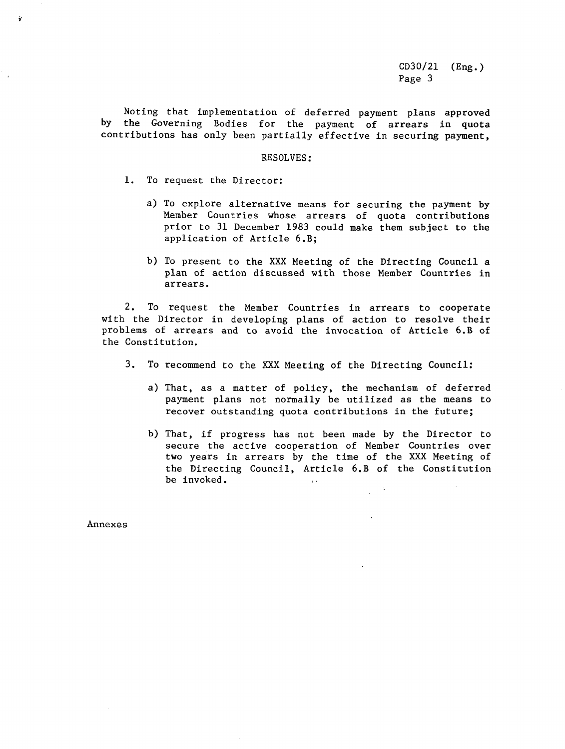Noting that implementation of deferred payment plans approved by the Governing Bodies for the payment of arrears in quota contributions has only been partially effective in securing payment,

RESOLVES:

1. To request the Director:

   a) To explore alternative means for securing the payment by Member Countries whose arrears of quota contributions prior to 31 December 1983 could make them subject to the application of Article 6.B;

   b) To present to the XXX Meeting of the Directing Council a plan of action discussed with those Member Countries in arrears.

2. To request the Member Countries in arrears to cooperate with the Director in developing plans of action to resolve their problems of arrears and to avoid the invocation of Article 6.B of the Constitution.

3. To recommend to the XXX Meeting of the Directing Council:

   a) That, as a matter of policy, the mechanism of deferred payment plans not normally be utilized as the means to recover outstanding quota contributions in the future;

   b) That, if progress has not been made by the Director to secure the active cooperation of Member Countries over two years in arrears by the time of the XXX Meeting of the Directing Council, Article 6.B of the Constitution be invoked.

Annexes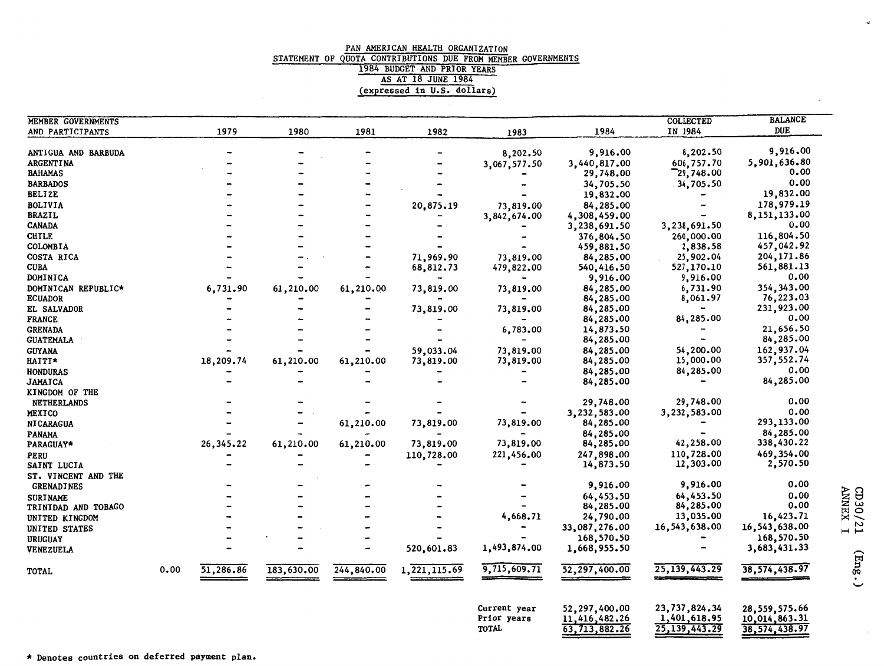PAN AMERICAN HEALTH ORGANIZATION
STATEMENT OF QUOTA CONTRIBUTIONS DUE FROM MEMBER GOVERNMENTS
1984 BUDGET AND PRIOR YEARS
AS AT 18 JUNE 1984
(expressed in U.S. dollars)

| MEMBER GOVERNMENTS AND PARTICIPANTS | 1979 | 1980 | 1981 | 1982 | 1983 | 1984 | COLLECTED IN 1984 | BALANCE DUE |
|---|---|---|---|---|---|---|---|---|
| ANTIGUA AND BARBUDA | - | - | - | - | 8,202.50 | 9,916.00 | 8,202.50 | 9,916.00 |
| ARGENTINA | - | - | - | - | 3,067,577.50 | 3,440,817.00 | 606,757.70 | 5,901,636.80 |
| BAHAMAS | - | - | - | - | - | 29,748.00 | 29,748.00 | 0.00 |
| BARBADOS | - | - | - | - | - | 34,705.50 | 34,705.50 | 0.00 |
| BELIZE | - | - | - | - | - | 19,832.00 | - | 19,832.00 |
| BOLIVIA | - | - | - | 20,875.19 | 73,819.00 | 84,285.00 | - | 178,979.19 |
| BRAZIL | - | - | - | - | 3,842,674.00 | 4,308,459.00 | - | 8,151,133.00 |
| CANADA | - | - | - | - | - | 3,238,691.50 | 3,238,691.50 | 0.00 |
| CHILE | - | - | - | - | - | 376,804.50 | 260,000.00 | 116,804.50 |
| COLOMBIA | - | - | - | - | - | 459,881.50 | 2,838.58 | 457,042.92 |
| COSTA RICA | - | - | - | 71,969.90 | 73,819.00 | 84,285.00 | 25,902.04 | 204,171.86 |
| CUBA | - | - | - | 68,812.73 | 479,822.00 | 540,416.50 | 527,170.10 | 561,881.13 |
| DOMINICA | - | - | - | - | - | 9,916.00 | 9,916.00 | 0.00 |
| DOMINICAN REPUBLIC* | 6,731.90 | 61,210.00 | 61,210.00 | 73,819.00 | 73,819.00 | 84,285.00 | 6,731.90 | 354,343.00 |
| ECUADOR | - | - | - | - | - | 84,285.00 | 8,061.97 | 76,223.03 |
| EL SALVADOR | - | - | - | 73,819.00 | 73,819.00 | 84,285.00 | - | 231,923.00 |
| FRANCE | - | - | - | - | - | 84,285.00 | 84,285.00 | 0.00 |
| GRENADA | - | - | - | - | 6,783.00 | 14,873.50 | - | 21,656.50 |
| GUATEMALA | - | - | - | - | - | 84,285.00 | - | 84,285.00 |
| GUYANA | - | - | - | 59,033.04 | 73,819.00 | 84,285.00 | 54,200.00 | 162,937.04 |
| HAITI* | 18,209.74 | 61,210.00 | 61,210.00 | 73,819.00 | 73,819.00 | 84,285.00 | 15,000.00 | 357,552.74 |
| HONDURAS | - | - | - | - | - | 84,285.00 | 84,285.00 | 0.00 |
| JAMAICA | - | - | - | - | - | 84,285.00 | - | 84,285.00 |
| KINGDOM OF THE NETHERLANDS | - | - | - | - | - | 29,748.00 | 29,748.00 | 0.00 |
| MEXICO | - | - | - | - | - | 3,232,583.00 | 3,232,583.00 | 0.00 |
| NICARAGUA | - | - | 61,210.00 | 73,819.00 | 73,819.00 | 84,285.00 | - | 293,133.00 |
| PANAMA | - | - | - | - | - | 84,285.00 | - | 84,285.00 |
| PARAGUAY* | 26,345.22 | 61,210.00 | 61,210.00 | 73,819.00 | 73,819.00 | 84,285.00 | 42,258.00 | 338,430.22 |
| PERU | - | - | - | 110,728.00 | 221,456.00 | 247,898.00 | 110,728.00 | 469,354.00 |
| SAINT LUCIA | - | - | - | - | - | 14,873.50 | 12,303.00 | 2,570.50 |
| ST. VINCENT AND THE GRENADINES | - | - | - | - | - | 9,916.00 | 9,916.00 | 0.00 |
| SURINAME | - | - | - | - | - | 64,453.50 | 64,453.50 | 0.00 |
| TRINIDAD AND TOBAGO | - | - | - | - | - | 84,285.00 | 84,285.00 | 0.00 |
| UNITED KINGDOM | - | - | - | - | 4,668.71 | 24,790.00 | 13,035.00 | 16,423.71 |
| UNITED STATES | - | - | - | - | - | 33,087,276.00 | 16,543,638.00 | 16,543,638.00 |
| URUGUAY | - | - | - | - | - | 168,570.50 | - | 168,570.50 |
| VENEZUELA | - | - | - | 520,601.83 | 1,493,874.00 | 1,668,955.50 | - | 3,683,431.33 |
| TOTAL 0.00 | 51,286.86 | 183,630.00 | 244,840.00 | 1,221,115.69 | 9,715,609.71 | 52,297,400.00 | 25,139,443.29 | 38,574,438.97 |

| | 1984 | COLLECTED IN 1984 | BALANCE DUE |
|---|---|---|---|
| Current year | 52,297,400.00 | 23,737,824.34 | 28,559,575.66 |
| Prior years | 11,416,482.26 | 1,401,618.95 | 10,014,863.31 |
| TOTAL | 63,713,882.26 | 25,139,443.29 | 38,574,438.97 |

\* Denotes countries on deferred payment plan.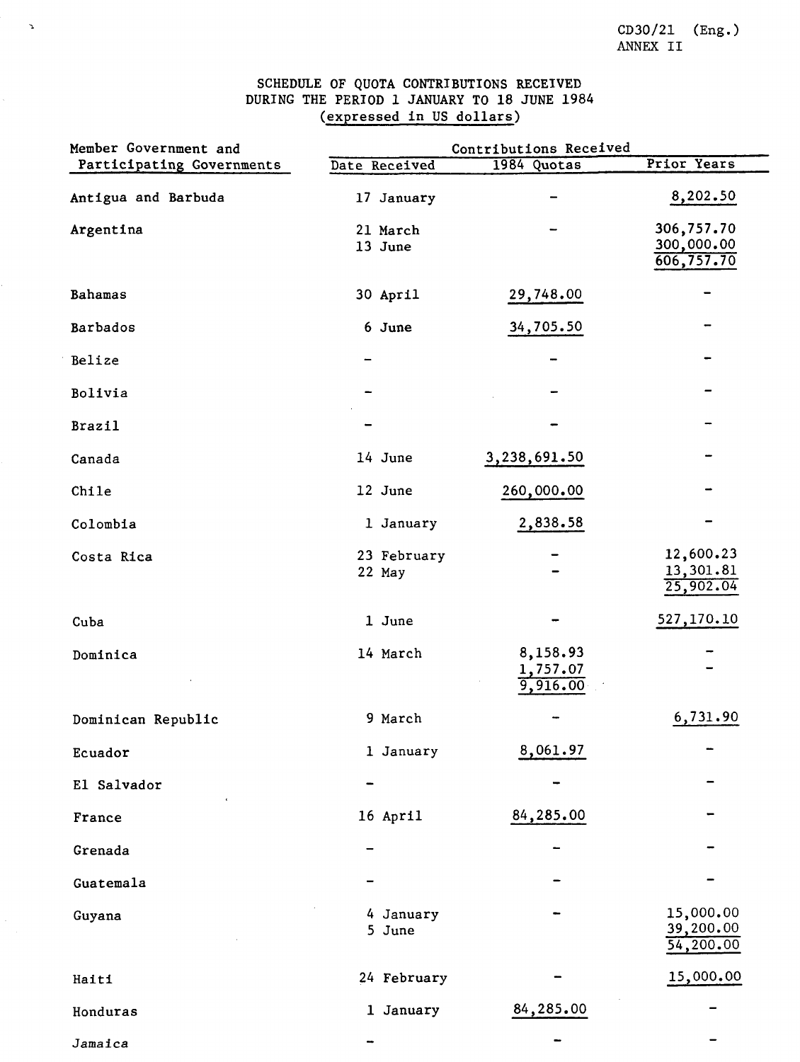CD30/21 (Eng.)
ANNEX II

## SCHEDULE OF QUOTA CONTRIBUTIONS RECEIVED DURING THE PERIOD 1 JANUARY TO 18 JUNE 1984 (expressed in US dollars)

| Member Government and Participating Governments | Contributions Received | | |
|---|---|---|---|
| | Date Received | 1984 Quotas | Prior Years |
| Antigua and Barbuda | 17 January | - | 8,202.50 |
| Argentina | 21 March | - | 306,757.70 |
| | 13 June | | 300,000.00 |
| | | | 606,757.70 |
| Bahamas | 30 April | 29,748.00 | - |
| Barbados | 6 June | 34,705.50 | - |
| Belize | - | - | - |
| Bolivia | - | - | - |
| Brazil | - | - | - |
| Canada | 14 June | 3,238,691.50 | - |
| Chile | 12 June | 260,000.00 | - |
| Colombia | 1 January | 2,838.58 | - |
| Costa Rica | 23 February | - | 12,600.23 |
| | 22 May | - | 13,301.81 |
| | | | 25,902.04 |
| Cuba | 1 June | - | 527,170.10 |
| Dominica | 14 March | 8,158.93 | - |
| | | 1,757.07 | - |
| | | 9,916.00 | |
| Dominican Republic | 9 March | - | 6,731.90 |
| Ecuador | 1 January | 8,061.97 | - |
| El Salvador | - | - | - |
| France | 16 April | 84,285.00 | - |
| Grenada | - | - | - |
| Guatemala | - | - | - |
| Guyana | 4 January | - | 15,000.00 |
| | 5 June | | 39,200.00 |
| | | | 54,200.00 |
| Haiti | 24 February | - | 15,000.00 |
| Honduras | 1 January | 84,285.00 | - |
| Jamaica | - | - | - |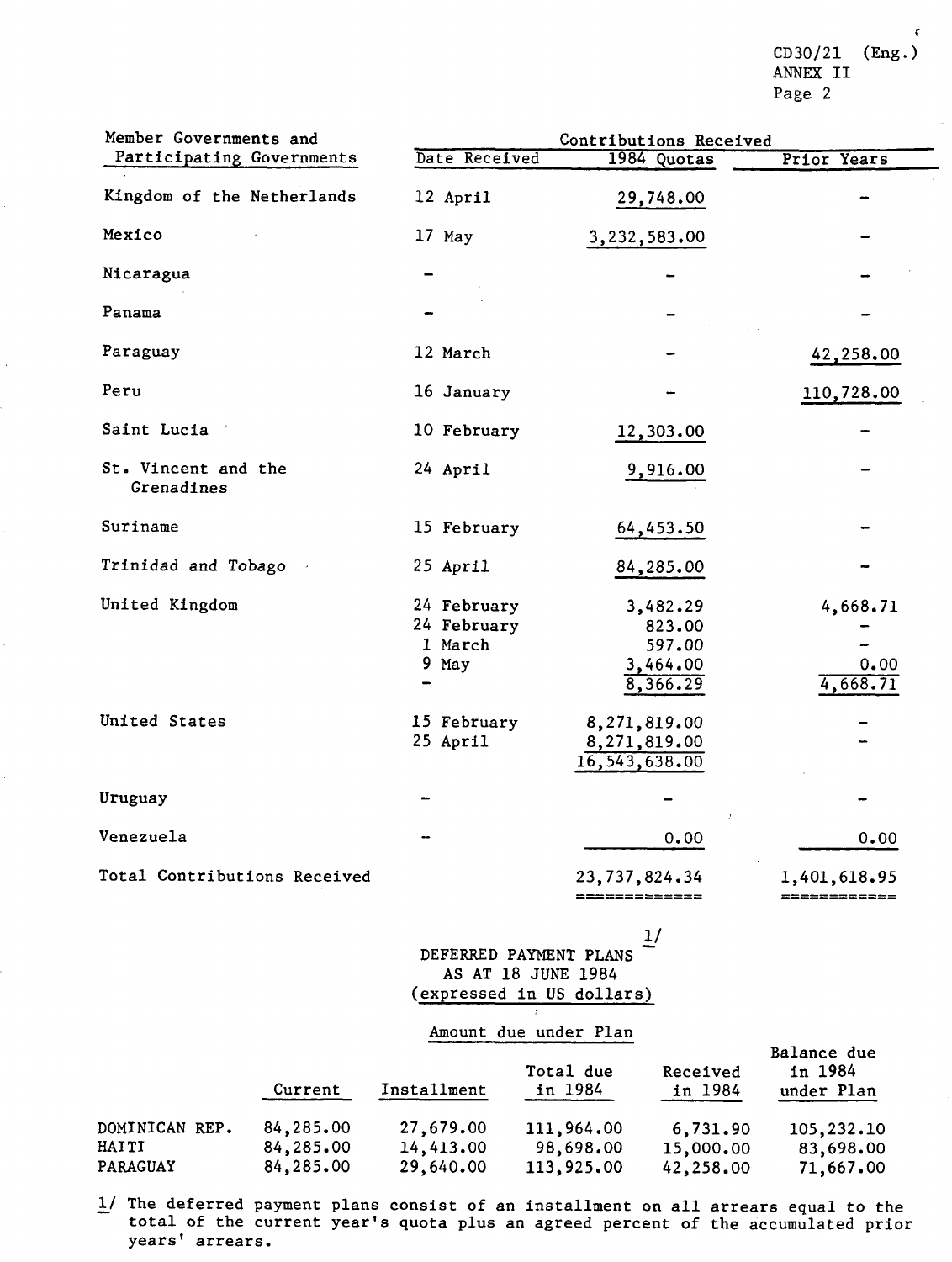| Member Governments and Participating Governments | Contributions Received | | |
|---|---|---|---|
| | Date Received | 1984 Quotas | Prior Years |
| Kingdom of the Netherlands | 12 April | 29,748.00 | - |
| Mexico | 17 May | 3,232,583.00 | - |
| Nicaragua | - | - | - |
| Panama | - | - | - |
| Paraguay | 12 March | - | 42,258.00 |
| Peru | 16 January | - | 110,728.00 |
| Saint Lucia | 10 February | 12,303.00 | - |
| St. Vincent and the Grenadines | 24 April | 9,916.00 | - |
| Suriname | 15 February | 64,453.50 | - |
| Trinidad and Tobago | 25 April | 84,285.00 | - |
| United Kingdom | 24 February | 3,482.29 | 4,668.71 |
| | 24 February | 823.00 | - |
| | 1 March | 597.00 | - |
| | 9 May | 3,464.00 | 0.00 |
| | - | 8,366.29 | 4,668.71 |
| United States | 15 February | 8,271,819.00 | - |
| | 25 April | 8,271,819.00 | - |
| | | 16,543,638.00 | |
| Uruguay | - | - | - |
| Venezuela | - | 0.00 | 0.00 |
| Total Contributions Received | | 23,737,824.34 | 1,401,618.95 |

## DEFERRED PAYMENT PLANS[1/] AS AT 18 JUNE 1984 (expressed in US dollars)

| | Amount due under Plan | | | | |
|---|---|---|---|---|---|
| | Current | Installment | Total due in 1984 | Received in 1984 | Balance due in 1984 under Plan |
| DOMINICAN REP. | 84,285.00 | 27,679.00 | 111,964.00 | 6,731.90 | 105,232.10 |
| HAITI | 84,285.00 | 14,413.00 | 98,698.00 | 15,000.00 | 83,698.00 |
| PARAGUAY | 84,285.00 | 29,640.00 | 113,925.00 | 42,258.00 | 71,667.00 |

1/ The deferred payment plans consist of an installment on all arrears equal to the total of the current year's quota plus an agreed percent of the accumulated prior years' arrears.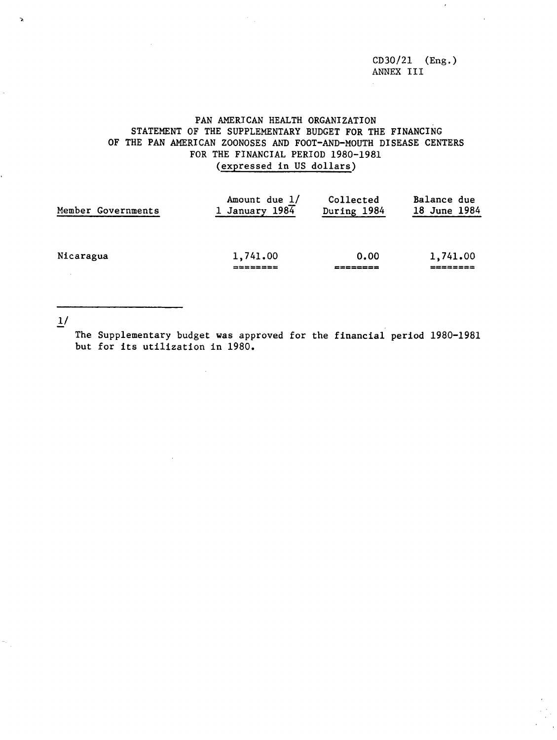CD30/21 (Eng.)
ANNEX III

# PAN AMERICAN HEALTH ORGANIZATION
## STATEMENT OF THE SUPPLEMENTARY BUDGET FOR THE FINANCING OF THE PAN AMERICAN ZOONOSES AND FOOT-AND-MOUTH DISEASE CENTERS FOR THE FINANCIAL PERIOD 1980-1981
(expressed in US dollars)

| Member Governments | Amount due 1/ 1 January 1984 | Collected During 1984 | Balance due 18 June 1984 |
|---|---|---|---|
| Nicaragua | 1,741.00 | 0.00 | 1,741.00 |

1/ The Supplementary budget was approved for the financial period 1980-1981 but for its utilization in 1980.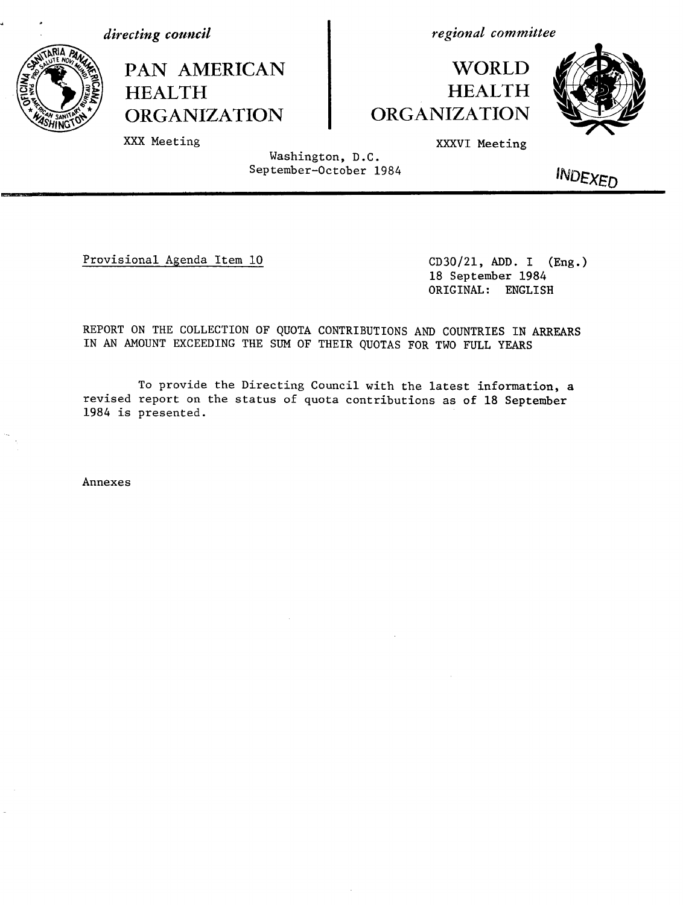*directing council*

# PAN AMERICAN HEALTH ORGANIZATION

XXX Meeting

*regional committee*

# WORLD HEALTH ORGANIZATION

XXXVI Meeting

Washington, D.C.
September-October 1984

INDEXED

---

Provisional Agenda Item 10

CD30/21, ADD. I (Eng.)
18 September 1984
ORIGINAL: ENGLISH

REPORT ON THE COLLECTION OF QUOTA CONTRIBUTIONS AND COUNTRIES IN ARREARS IN AN AMOUNT EXCEEDING THE SUM OF THEIR QUOTAS FOR TWO FULL YEARS

To provide the Directing Council with the latest information, a revised report on the status of quota contributions as of 18 September 1984 is presented.

Annexes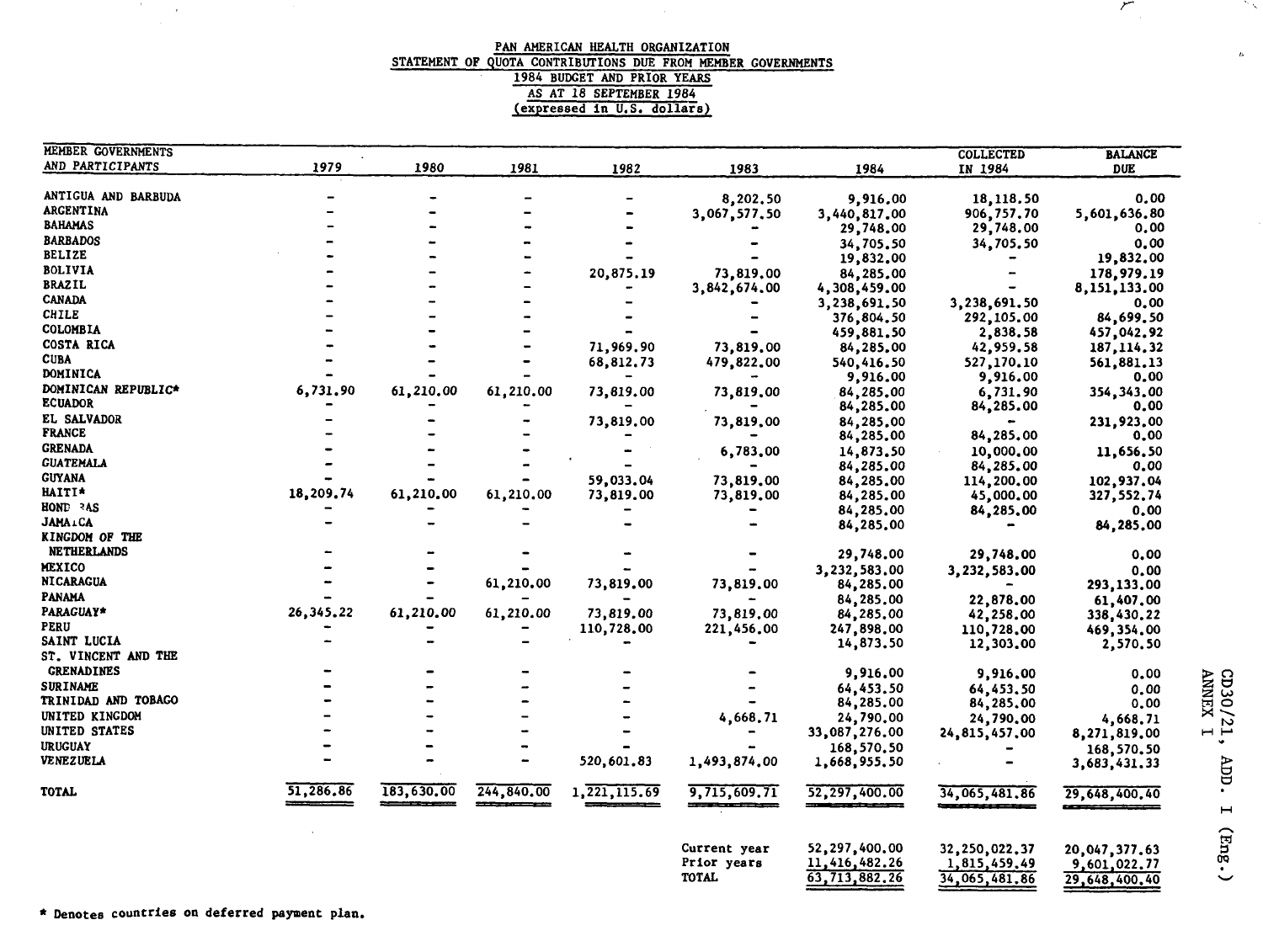# PAN AMERICAN HEALTH ORGANIZATION

## STATEMENT OF QUOTA CONTRIBUTIONS DUE FROM MEMBER GOVERNMENTS

### 1984 BUDGET AND PRIOR YEARS

### AS AT 18 SEPTEMBER 1984

### (expressed in U.S. dollars)

| MEMBER GOVERNMENTS AND PARTICIPANTS | 1979 | 1980 | 1981 | 1982 | 1983 | 1984 | COLLECTED IN 1984 | BALANCE DUE |
|---|---|---|---|---|---|---|---|---|
| ANTIGUA AND BARBUDA | - | - | - | - | 8,202.50 | 9,916.00 | 18,118.50 | 0.00 |
| ARGENTINA | - | - | - | - | 3,067,577.50 | 3,440,817.00 | 906,757.70 | 5,601,636.80 |
| BAHAMAS | - | - | - | - | - | 29,748.00 | 29,748.00 | 0.00 |
| BARBADOS | - | - | - | - | - | 34,705.50 | 34,705.50 | 0.00 |
| BELIZE | - | - | - | - | - | 19,832.00 | - | 19,832.00 |
| BOLIVIA | - | - | - | 20,875.19 | 73,819.00 | 84,285.00 | - | 178,979.19 |
| BRAZIL | - | - | - | - | 3,842,674.00 | 4,308,459.00 | - | 8,151,133.00 |
| CANADA | - | - | - | - | - | 3,238,691.50 | 3,238,691.50 | 0.00 |
| CHILE | - | - | - | - | - | 376,804.50 | 292,105.00 | 84,699.50 |
| COLOMBIA | - | - | - | - | - | 459,881.50 | 2,838.58 | 457,042.92 |
| COSTA RICA | - | - | - | 71,969.90 | 73,819.00 | 84,285.00 | 42,959.58 | 187,114.32 |
| CUBA | - | - | - | 68,812.73 | 479,822.00 | 540,416.50 | 527,170.10 | 561,881.13 |
| DOMINICA | - | - | - | - | - | 9,916.00 | 9,916.00 | 0.00 |
| DOMINICAN REPUBLIC* | 6,731.90 | 61,210.00 | 61,210.00 | 73,819.00 | 73,819.00 | 84,285.00 | 6,731.90 | 354,343.00 |
| ECUADOR | - | - | - | - | - | 84,285.00 | 84,285.00 | 0.00 |
| EL SALVADOR | - | - | - | 73,819.00 | 73,819.00 | 84,285.00 | - | 231,923.00 |
| FRANCE | - | - | - | - | - | 84,285.00 | 84,285.00 | 0.00 |
| GRENADA | - | - | - | - | 6,783.00 | 14,873.50 | 10,000.00 | 11,656.50 |
| GUATEMALA | - | - | - | - | - | 84,285.00 | 84,285.00 | 0.00 |
| GUYANA | - | - | - | 59,033.04 | 73,819.00 | 84,285.00 | 114,200.00 | 102,937.04 |
| HAITI* | 18,209.74 | 61,210.00 | 61,210.00 | 73,819.00 | 73,819.00 | 84,285.00 | 45,000.00 | 327,552.74 |
| HONDURAS | - | - | - | - | - | 84,285.00 | 84,285.00 | 0.00 |
| JAMAICA | - | - | - | - | - | 84,285.00 | - | 84,285.00 |
| KINGDOM OF THE NETHERLANDS | - | - | - | - | - | 29,748.00 | 29,748.00 | 0.00 |
| MEXICO | - | - | - | - | - | 3,232,583.00 | 3,232,583.00 | 0.00 |
| NICARAGUA | - | - | 61,210.00 | 73,819.00 | 73,819.00 | 84,285.00 | - | 293,133.00 |
| PANAMA | - | - | - | - | - | 84,285.00 | 22,878.00 | 61,407.00 |
| PARAGUAY* | 26,345.22 | 61,210.00 | 61,210.00 | 73,819.00 | 73,819.00 | 84,285.00 | 42,258.00 | 338,430.22 |
| PERU | - | - | - | 110,728.00 | 221,456.00 | 247,898.00 | 110,728.00 | 469,354.00 |
| SAINT LUCIA | - | - | - | - | - | 14,873.50 | 12,303.00 | 2,570.50 |
| ST. VINCENT AND THE GRENADINES | - | - | - | - | - | 9,916.00 | 9,916.00 | 0.00 |
| SURINAME | - | - | - | - | - | 64,453.50 | 64,453.50 | 0.00 |
| TRINIDAD AND TOBAGO | - | - | - | - | - | 84,285.00 | 84,285.00 | 0.00 |
| UNITED KINGDOM | - | - | - | - | 4,668.71 | 24,790.00 | 24,790.00 | 4,668.71 |
| UNITED STATES | - | - | - | - | - | 33,087,276.00 | 24,815,457.00 | 8,271,819.00 |
| URUGUAY | - | - | - | - | - | 168,570.50 | - | 168,570.50 |
| VENEZUELA | - | - | - | 520,601.83 | 1,493,874.00 | 1,668,955.50 | - | 3,683,431.33 |
| TOTAL | 51,286.86 | 183,630.00 | 244,840.00 | 1,221,115.69 | 9,715,609.71 | 52,297,400.00 | 34,065,481.86 | 29,648,400.40 |

| | | | |
|---|---|---|---|
| Current year | 52,297,400.00 | 32,250,022.37 | 20,047,377.63 |
| Prior years | 11,416,482.26 | 1,815,459.49 | 9,601,022.77 |
| TOTAL | 63,713,882.26 | 34,065,481.86 | 29,648,400.40 |

\* Denotes countries on deferred payment plan.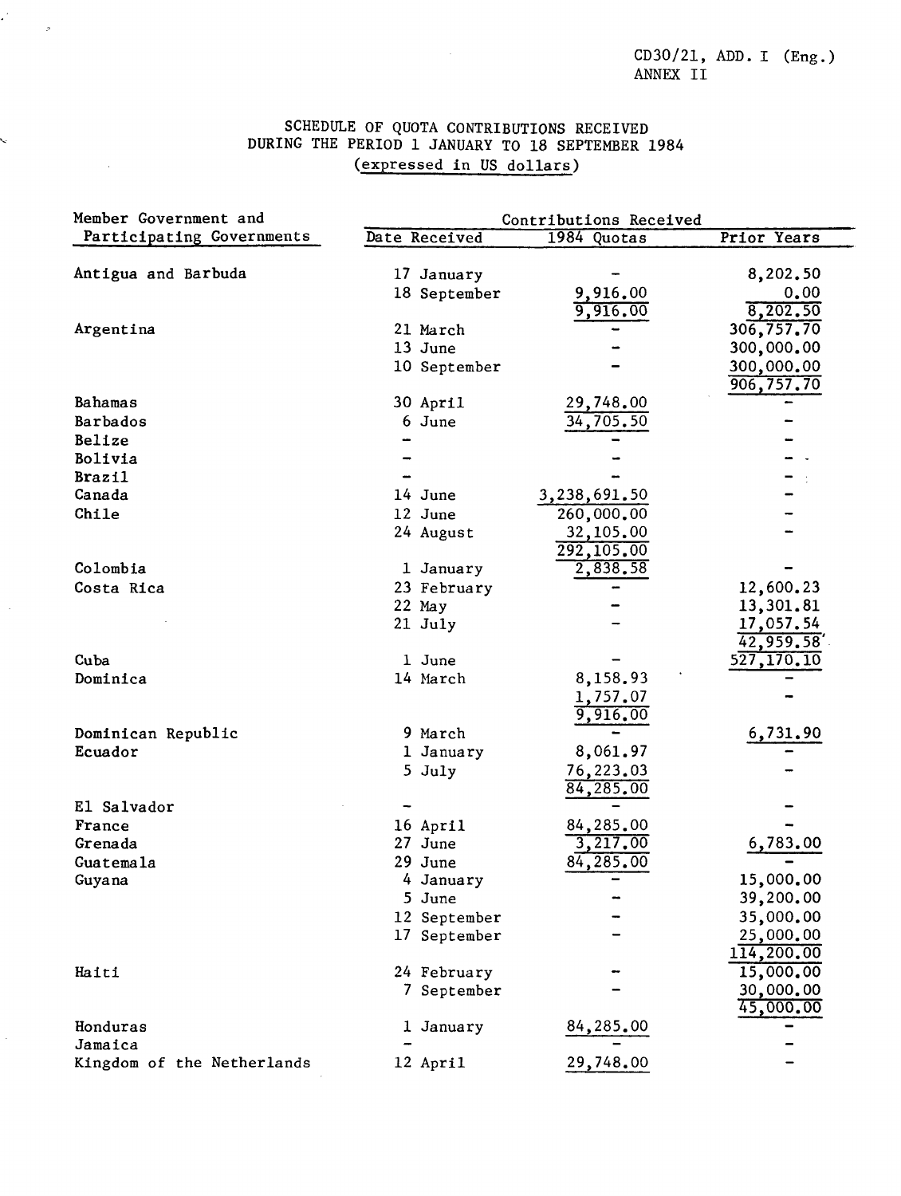CD30/21, ADD. I (Eng.)
ANNEX II

# SCHEDULE OF QUOTA CONTRIBUTIONS RECEIVED DURING THE PERIOD 1 JANUARY TO 18 SEPTEMBER 1984

(expressed in US dollars)

| Member Government and Participating Governments | Contributions Received | | |
|---|---|---|---|
| | Date Received | 1984 Quotas | Prior Years |
| Antigua and Barbuda | 17 January | - | 8,202.50 |
| | 18 September | 9,916.00 | 0.00 |
| | | 9,916.00 | 8,202.50 |
| Argentina | 21 March | - | 306,757.70 |
| | 13 June | - | 300,000.00 |
| | 10 September | - | 300,000.00 |
| | | | 906,757.70 |
| Bahamas | 30 April | 29,748.00 | - |
| Barbados | 6 June | 34,705.50 | - |
| Belize | - | - | - |
| Bolivia | - | - | - |
| Brazil | - | - | - |
| Canada | 14 June | 3,238,691.50 | - |
| Chile | 12 June | 260,000.00 | - |
| | 24 August | 32,105.00 | - |
| | | 292,105.00 | |
| Colombia | 1 January | 2,838.58 | - |
| Costa Rica | 23 February | - | 12,600.23 |
| | 22 May | - | 13,301.81 |
| | 21 July | - | 17,057.54 |
| | | | 42,959.58 |
| Cuba | 1 June | - | 527,170.10 |
| Dominica | 14 March | 8,158.93 | - |
| | | 1,757.07 | - |
| | | 9,916.00 | |
| Dominican Republic | 9 March | - | 6,731.90 |
| Ecuador | 1 January | 8,061.97 | - |
| | 5 July | 76,223.03 | - |
| | | 84,285.00 | |
| El Salvador | - | - | - |
| France | 16 April | 84,285.00 | - |
| Grenada | 27 June | 3,217.00 | 6,783.00 |
| Guatemala | 29 June | 84,285.00 | - |
| Guyana | 4 January | - | 15,000.00 |
| | 5 June | - | 39,200.00 |
| | 12 September | - | 35,000.00 |
| | 17 September | - | 25,000.00 |
| | | | 114,200.00 |
| Haiti | 24 February | - | 15,000.00 |
| | 7 September | - | 30,000.00 |
| | | | 45,000.00 |
| Honduras | 1 January | 84,285.00 | - |
| Jamaica | - | - | - |
| Kingdom of the Netherlands | 12 April | 29,748.00 | - |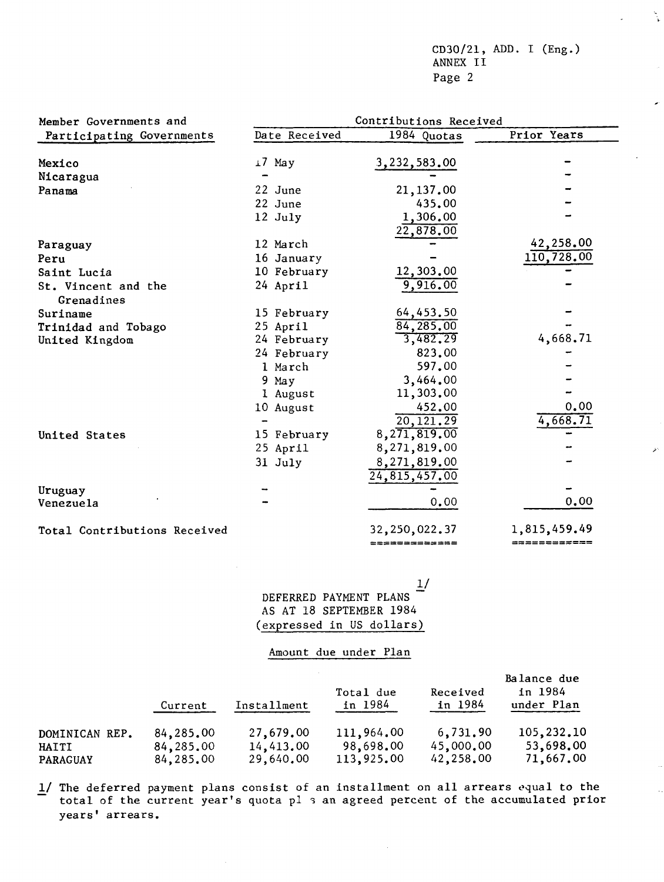| Member Governments and Participating Governments | Contributions Received | | |
|---|---|---|---|
| | Date Received | 1984 Quotas | Prior Years |
| Mexico | 17 May | 3,232,583.00 | - |
| Nicaragua | - | - | - |
| Panama | 22 June | 21,137.00 | - |
| | 22 June | 435.00 | - |
| | 12 July | 1,306.00 | - |
| | | 22,878.00 | |
| Paraguay | 12 March | - | 42,258.00 |
| Peru | 16 January | - | 110,728.00 |
| Saint Lucia | 10 February | 12,303.00 | - |
| St. Vincent and the Grenadines | 24 April | 9,916.00 | - |
| Suriname | 15 February | 64,453.50 | - |
| Trinidad and Tobago | 25 April | 84,285.00 | - |
| United Kingdom | 24 February | 3,482.29 | 4,668.71 |
| | 24 February | 823.00 | - |
| | 1 March | 597.00 | - |
| | 9 May | 3,464.00 | - |
| | 1 August | 11,303.00 | - |
| | 10 August | 452.00 | 0.00 |
| | - | 20,121.29 | 4,668.71 |
| United States | 15 February | 8,271,819.00 | - |
| | 25 April | 8,271,819.00 | - |
| | 31 July | 8,271,819.00 | - |
| | | 24,815,457.00 | |
| Uruguay | - | - | - |
| Venezuela | - | 0.00 | 0.00 |
| Total Contributions Received | | 32,250,022.37 | 1,815,459.49 |

## DEFERRED PAYMENT PLANS [1/] AS AT 18 SEPTEMBER 1984 (expressed in US dollars)

Amount due under Plan

| | Current | Installment | Total due in 1984 | Received in 1984 | Balance due in 1984 under Plan |
|---|---|---|---|---|---|
| DOMINICAN REP. | 84,285.00 | 27,679.00 | 111,964.00 | 6,731.90 | 105,232.10 |
| HAITI | 84,285.00 | 14,413.00 | 98,698.00 | 45,000.00 | 53,698.00 |
| PARAGUAY | 84,285.00 | 29,640.00 | 113,925.00 | 42,258.00 | 71,667.00 |

1/ The deferred payment plans consist of an installment on all arrears equal to the total of the current year's quota plus an agreed percent of the accumulated prior years' arrears.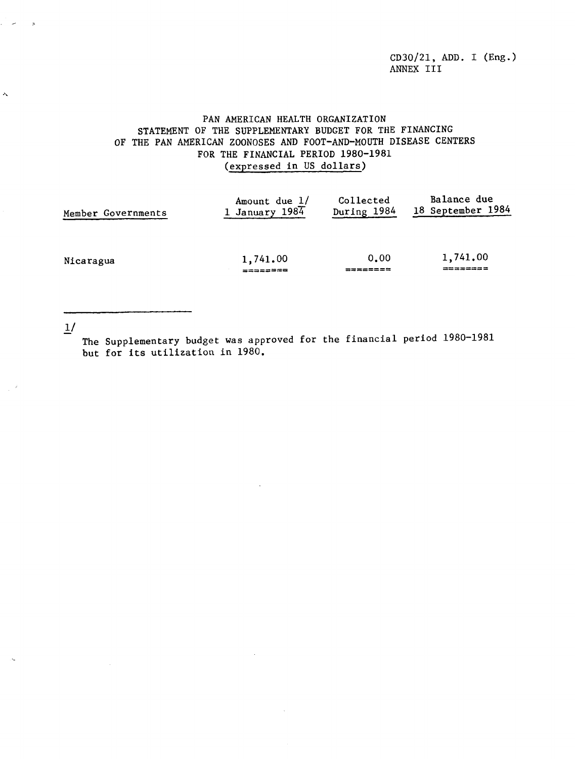CD30/21, ADD. I (Eng.)
ANNEX III

PAN AMERICAN HEALTH ORGANIZATION
STATEMENT OF THE SUPPLEMENTARY BUDGET FOR THE FINANCING
OF THE PAN AMERICAN ZOONOSES AND FOOT-AND-MOUTH DISEASE CENTERS
FOR THE FINANCIAL PERIOD 1980-1981
(expressed in US dollars)

| Member Governments | Amount due 1/ 1 January 1984 | Collected During 1984 | Balance due 18 September 1984 |
|---|---|---|---|
| Nicaragua | 1,741.00 | 0.00 | 1,741.00 |

1/ The Supplementary budget was approved for the financial period 1980-1981 but for its utilization in 1980.